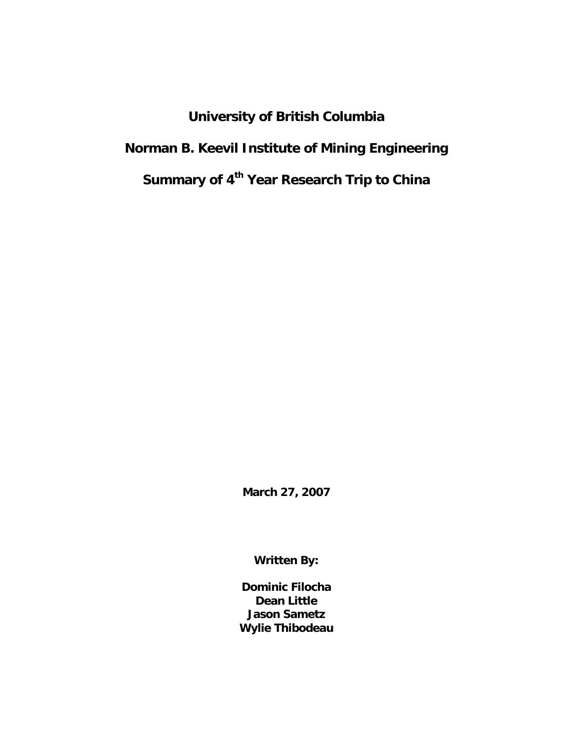# University of British Columbia

# Norman B. Keevil Institute of Mining Engineering

# Summary of 4th Year Research Trip to China

**March 27, 2007**

**Written By:**

**Dominic Filocha**
**Dean Little**
**Jason Sametz**
**Wylie Thibodeau**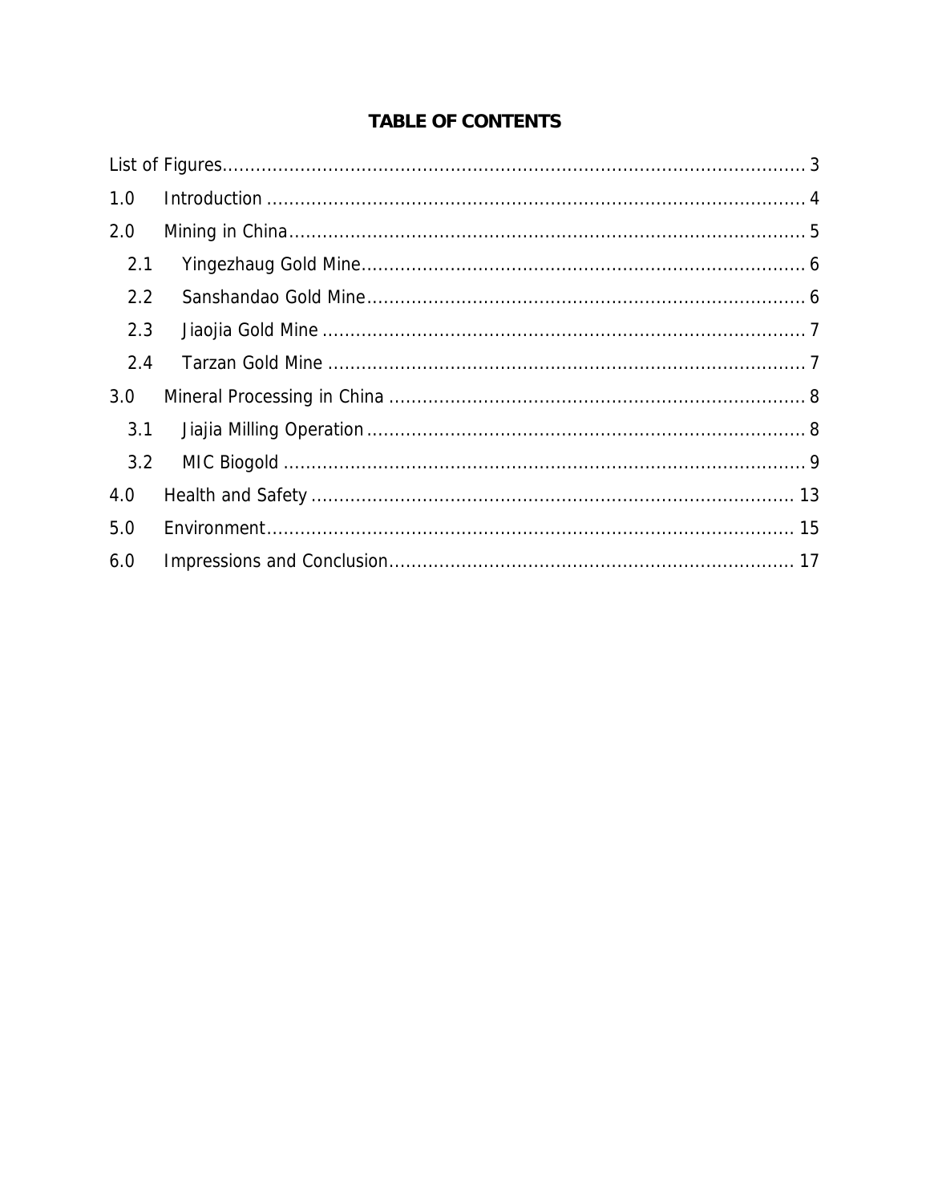# TABLE OF CONTENTS

List of Figures ........................................................................................................ 3

1.0 Introduction ........................................................................................................ 4

2.0 Mining in China ........................................................................................................ 5

- 2.1 Yingezhaug Gold Mine ........................................................................................................ 6
- 2.2 Sanshandao Gold Mine ........................................................................................................ 6
- 2.3 Jiaojia Gold Mine ........................................................................................................ 7
- 2.4 Tarzan Gold Mine ........................................................................................................ 7

3.0 Mineral Processing in China ........................................................................................................ 8

- 3.1 Jiajia Milling Operation ........................................................................................................ 8
- 3.2 MIC Biogold ........................................................................................................ 9

4.0 Health and Safety ........................................................................................................ 13

5.0 Environment ........................................................................................................ 15

6.0 Impressions and Conclusion ........................................................................................................ 17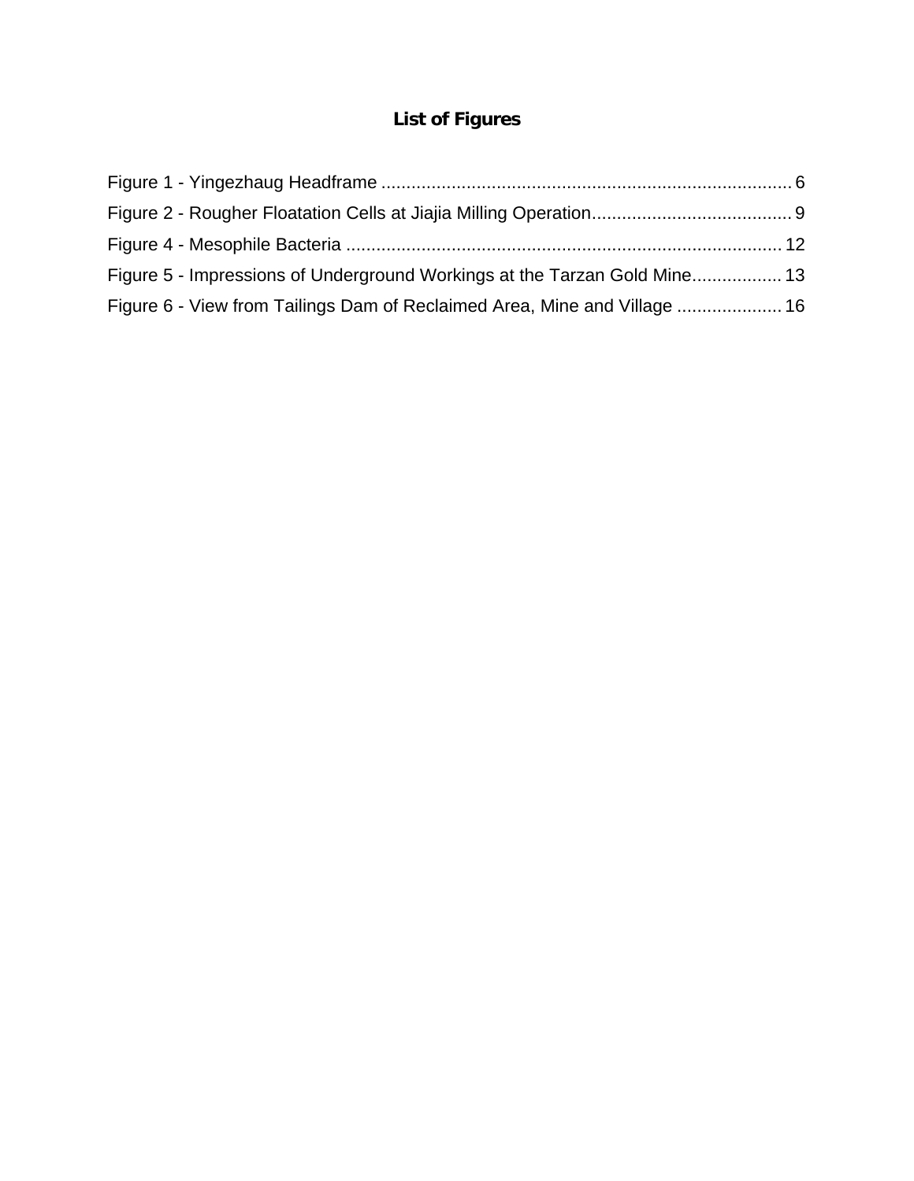## List of Figures

Figure 1 - Yingezhaug Headframe .................................................................................. 6

Figure 2 - Rougher Floatation Cells at Jiajia Milling Operation........................................ 9

Figure 4 - Mesophile Bacteria ....................................................................................... 12

Figure 5 - Impressions of Underground Workings at the Tarzan Gold Mine.................. 13

Figure 6 - View from Tailings Dam of Reclaimed Area, Mine and Village ..................... 16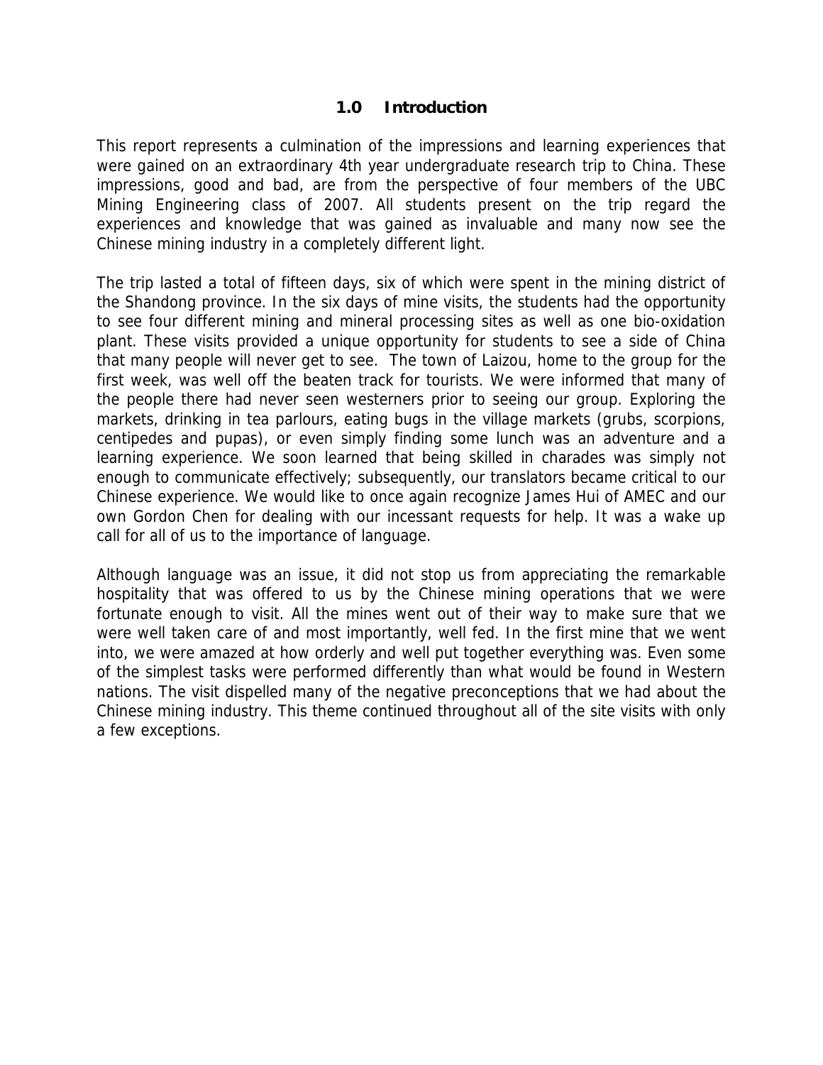# 1.0 Introduction

This report represents a culmination of the impressions and learning experiences that were gained on an extraordinary 4th year undergraduate research trip to China. These impressions, good and bad, are from the perspective of four members of the UBC Mining Engineering class of 2007. All students present on the trip regard the experiences and knowledge that was gained as invaluable and many now see the Chinese mining industry in a completely different light.

The trip lasted a total of fifteen days, six of which were spent in the mining district of the Shandong province. In the six days of mine visits, the students had the opportunity to see four different mining and mineral processing sites as well as one bio-oxidation plant. These visits provided a unique opportunity for students to see a side of China that many people will never get to see. The town of Laizou, home to the group for the first week, was well off the beaten track for tourists. We were informed that many of the people there had never seen westerners prior to seeing our group. Exploring the markets, drinking in tea parlours, eating bugs in the village markets (grubs, scorpions, centipedes and pupas), or even simply finding some lunch was an adventure and a learning experience. We soon learned that being skilled in charades was simply not enough to communicate effectively; subsequently, our translators became critical to our Chinese experience. We would like to once again recognize James Hui of AMEC and our own Gordon Chen for dealing with our incessant requests for help. It was a wake up call for all of us to the importance of language.

Although language was an issue, it did not stop us from appreciating the remarkable hospitality that was offered to us by the Chinese mining operations that we were fortunate enough to visit. All the mines went out of their way to make sure that we were well taken care of and most importantly, well fed. In the first mine that we went into, we were amazed at how orderly and well put together everything was. Even some of the simplest tasks were performed differently than what would be found in Western nations. The visit dispelled many of the negative preconceptions that we had about the Chinese mining industry. This theme continued throughout all of the site visits with only a few exceptions.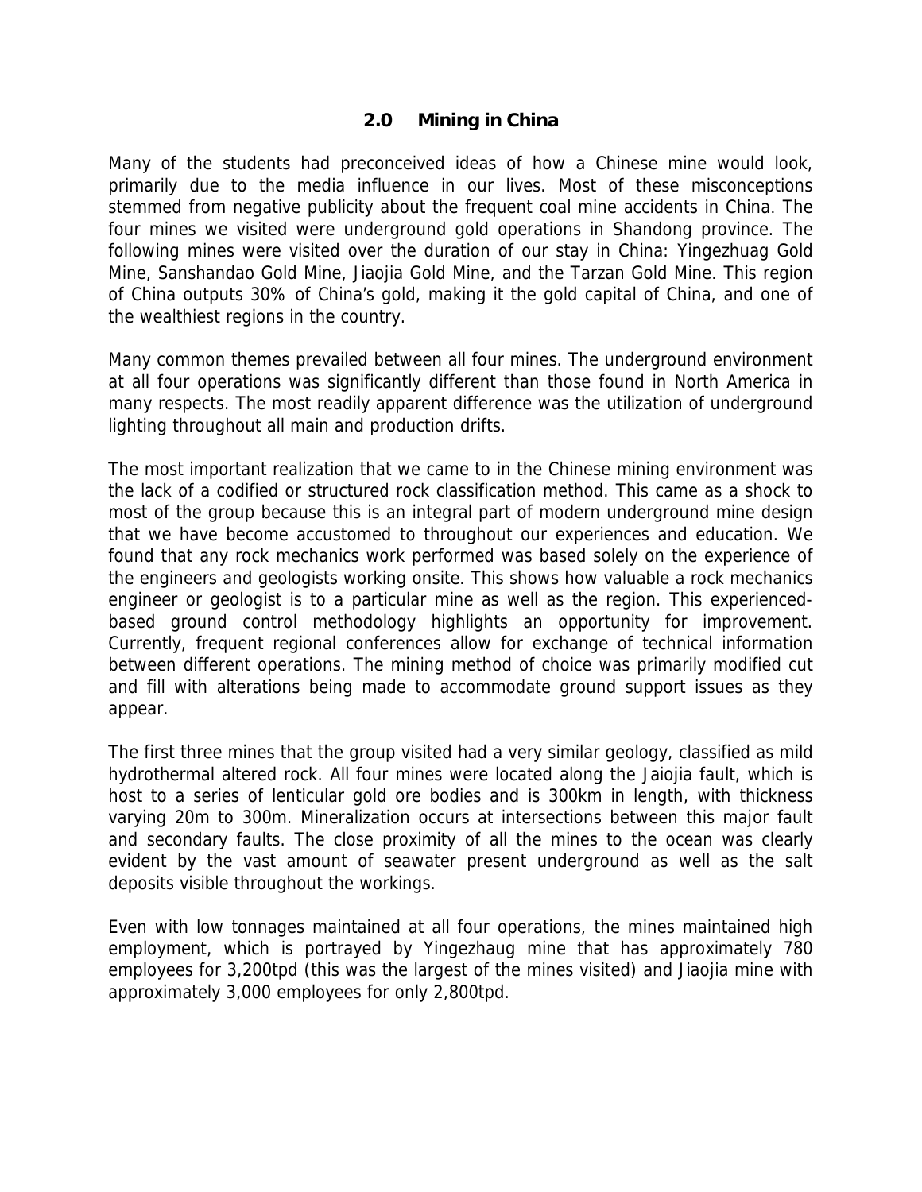## 2.0 Mining in China

Many of the students had preconceived ideas of how a Chinese mine would look, primarily due to the media influence in our lives. Most of these misconceptions stemmed from negative publicity about the frequent coal mine accidents in China. The four mines we visited were underground gold operations in Shandong province. The following mines were visited over the duration of our stay in China: Yingezhuag Gold Mine, Sanshandao Gold Mine, Jiaojia Gold Mine, and the Tarzan Gold Mine. This region of China outputs 30% of China's gold, making it the gold capital of China, and one of the wealthiest regions in the country.

Many common themes prevailed between all four mines. The underground environment at all four operations was significantly different than those found in North America in many respects. The most readily apparent difference was the utilization of underground lighting throughout all main and production drifts.

The most important realization that we came to in the Chinese mining environment was the lack of a codified or structured rock classification method. This came as a shock to most of the group because this is an integral part of modern underground mine design that we have become accustomed to throughout our experiences and education. We found that any rock mechanics work performed was based solely on the experience of the engineers and geologists working onsite. This shows how valuable a rock mechanics engineer or geologist is to a particular mine as well as the region. This experienced-based ground control methodology highlights an opportunity for improvement. Currently, frequent regional conferences allow for exchange of technical information between different operations. The mining method of choice was primarily modified cut and fill with alterations being made to accommodate ground support issues as they appear.

The first three mines that the group visited had a very similar geology, classified as mild hydrothermal altered rock. All four mines were located along the Jaiojia fault, which is host to a series of lenticular gold ore bodies and is 300km in length, with thickness varying 20m to 300m. Mineralization occurs at intersections between this major fault and secondary faults. The close proximity of all the mines to the ocean was clearly evident by the vast amount of seawater present underground as well as the salt deposits visible throughout the workings.

Even with low tonnages maintained at all four operations, the mines maintained high employment, which is portrayed by Yingezhaug mine that has approximately 780 employees for 3,200tpd (this was the largest of the mines visited) and Jiaojia mine with approximately 3,000 employees for only 2,800tpd.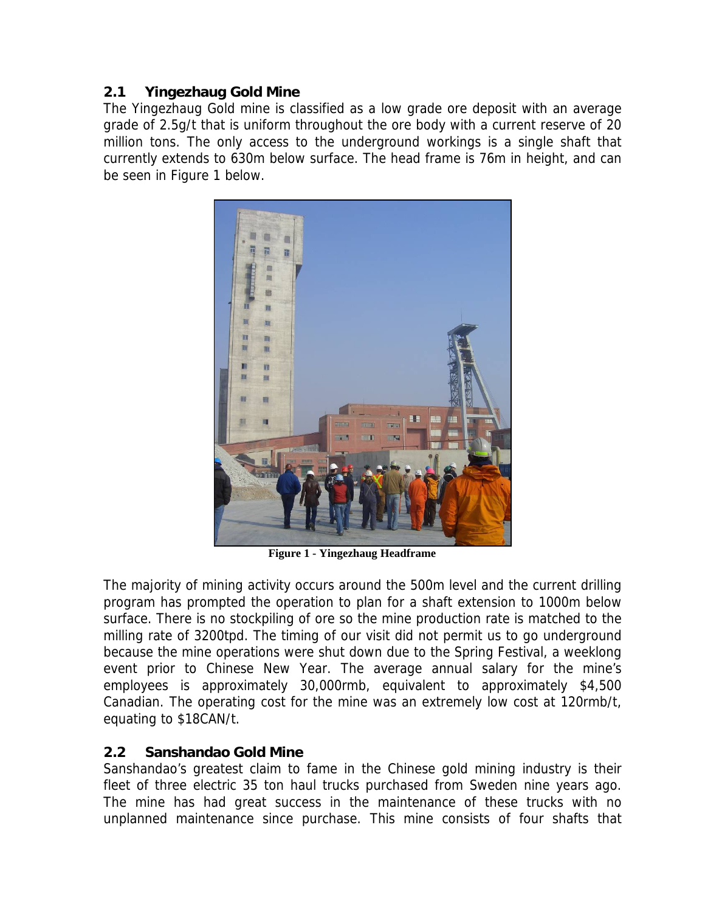## 2.1 Yingezhaug Gold Mine

The Yingezhaug Gold mine is classified as a low grade ore deposit with an average grade of 2.5g/t that is uniform throughout the ore body with a current reserve of 20 million tons. The only access to the underground workings is a single shaft that currently extends to 630m below surface. The head frame is 76m in height, and can be seen in Figure 1 below.

**Figure 1 - Yingezhaug Headframe**

The majority of mining activity occurs around the 500m level and the current drilling program has prompted the operation to plan for a shaft extension to 1000m below surface. There is no stockpiling of ore so the mine production rate is matched to the milling rate of 3200tpd. The timing of our visit did not permit us to go underground because the mine operations were shut down due to the Spring Festival, a weeklong event prior to Chinese New Year. The average annual salary for the mine's employees is approximately 30,000rmb, equivalent to approximately $4,500 Canadian. The operating cost for the mine was an extremely low cost at 120rmb/t, equating to $18CAN/t.

## 2.2 Sanshandao Gold Mine

Sanshandao's greatest claim to fame in the Chinese gold mining industry is their fleet of three electric 35 ton haul trucks purchased from Sweden nine years ago. The mine has had great success in the maintenance of these trucks with no unplanned maintenance since purchase. This mine consists of four shafts that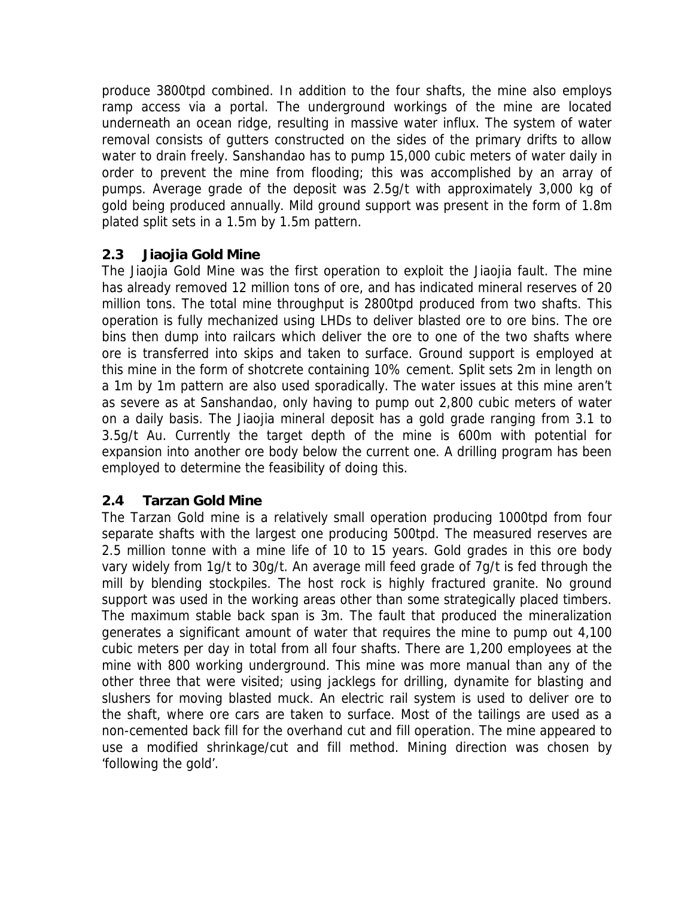produce 3800tpd combined. In addition to the four shafts, the mine also employs ramp access via a portal. The underground workings of the mine are located underneath an ocean ridge, resulting in massive water influx. The system of water removal consists of gutters constructed on the sides of the primary drifts to allow water to drain freely. Sanshandao has to pump 15,000 cubic meters of water daily in order to prevent the mine from flooding; this was accomplished by an array of pumps. Average grade of the deposit was 2.5g/t with approximately 3,000 kg of gold being produced annually. Mild ground support was present in the form of 1.8m plated split sets in a 1.5m by 1.5m pattern.

## 2.3 Jiaojia Gold Mine

The Jiaojia Gold Mine was the first operation to exploit the Jiaojia fault. The mine has already removed 12 million tons of ore, and has indicated mineral reserves of 20 million tons. The total mine throughput is 2800tpd produced from two shafts. This operation is fully mechanized using LHDs to deliver blasted ore to ore bins. The ore bins then dump into railcars which deliver the ore to one of the two shafts where ore is transferred into skips and taken to surface. Ground support is employed at this mine in the form of shotcrete containing 10% cement. Split sets 2m in length on a 1m by 1m pattern are also used sporadically. The water issues at this mine aren't as severe as at Sanshandao, only having to pump out 2,800 cubic meters of water on a daily basis. The Jiaojia mineral deposit has a gold grade ranging from 3.1 to 3.5g/t Au. Currently the target depth of the mine is 600m with potential for expansion into another ore body below the current one. A drilling program has been employed to determine the feasibility of doing this.

## 2.4 Tarzan Gold Mine

The Tarzan Gold mine is a relatively small operation producing 1000tpd from four separate shafts with the largest one producing 500tpd. The measured reserves are 2.5 million tonne with a mine life of 10 to 15 years. Gold grades in this ore body vary widely from 1g/t to 30g/t. An average mill feed grade of 7g/t is fed through the mill by blending stockpiles. The host rock is highly fractured granite. No ground support was used in the working areas other than some strategically placed timbers. The maximum stable back span is 3m. The fault that produced the mineralization generates a significant amount of water that requires the mine to pump out 4,100 cubic meters per day in total from all four shafts. There are 1,200 employees at the mine with 800 working underground. This mine was more manual than any of the other three that were visited; using jacklegs for drilling, dynamite for blasting and slushers for moving blasted muck. An electric rail system is used to deliver ore to the shaft, where ore cars are taken to surface. Most of the tailings are used as a non-cemented back fill for the overhand cut and fill operation. The mine appeared to use a modified shrinkage/cut and fill method. Mining direction was chosen by 'following the gold'.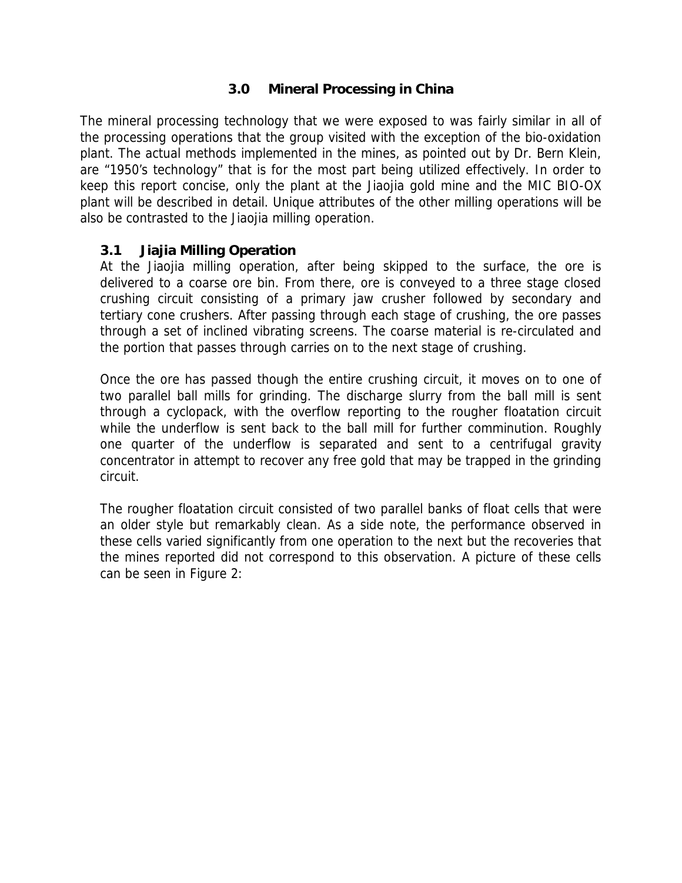# 3.0 Mineral Processing in China

The mineral processing technology that we were exposed to was fairly similar in all of the processing operations that the group visited with the exception of the bio-oxidation plant. The actual methods implemented in the mines, as pointed out by Dr. Bern Klein, are "1950's technology" that is for the most part being utilized effectively. In order to keep this report concise, only the plant at the Jiaojia gold mine and the MIC BIO-OX plant will be described in detail. Unique attributes of the other milling operations will be also be contrasted to the Jiaojia milling operation.

## 3.1 Jiajia Milling Operation

At the Jiaojia milling operation, after being skipped to the surface, the ore is delivered to a coarse ore bin. From there, ore is conveyed to a three stage closed crushing circuit consisting of a primary jaw crusher followed by secondary and tertiary cone crushers. After passing through each stage of crushing, the ore passes through a set of inclined vibrating screens. The coarse material is re-circulated and the portion that passes through carries on to the next stage of crushing.

Once the ore has passed though the entire crushing circuit, it moves on to one of two parallel ball mills for grinding. The discharge slurry from the ball mill is sent through a cyclopack, with the overflow reporting to the rougher floatation circuit while the underflow is sent back to the ball mill for further comminution. Roughly one quarter of the underflow is separated and sent to a centrifugal gravity concentrator in attempt to recover any free gold that may be trapped in the grinding circuit.

The rougher floatation circuit consisted of two parallel banks of float cells that were an older style but remarkably clean. As a side note, the performance observed in these cells varied significantly from one operation to the next but the recoveries that the mines reported did not correspond to this observation. A picture of these cells can be seen in Figure 2: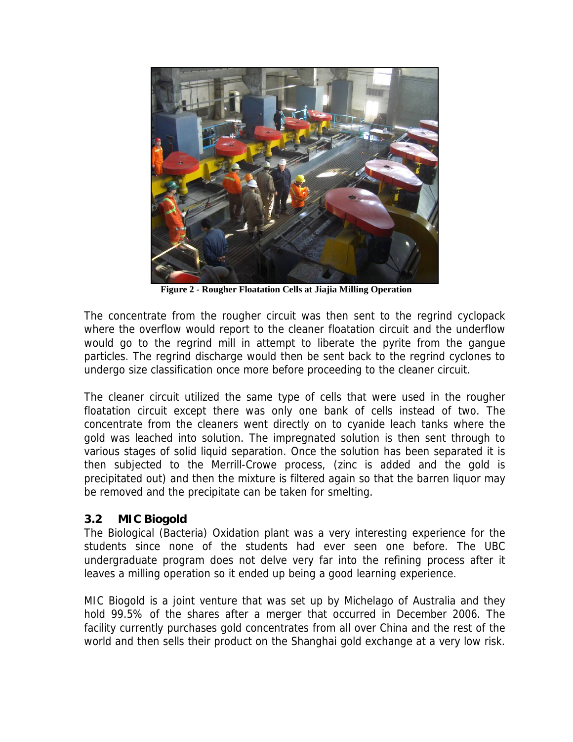**Figure 2 - Rougher Floatation Cells at Jiajia Milling Operation**

The concentrate from the rougher circuit was then sent to the regrind cyclopack where the overflow would report to the cleaner floatation circuit and the underflow would go to the regrind mill in attempt to liberate the pyrite from the gangue particles. The regrind discharge would then be sent back to the regrind cyclones to undergo size classification once more before proceeding to the cleaner circuit.

The cleaner circuit utilized the same type of cells that were used in the rougher floatation circuit except there was only one bank of cells instead of two. The concentrate from the cleaners went directly on to cyanide leach tanks where the gold was leached into solution. The impregnated solution is then sent through to various stages of solid liquid separation. Once the solution has been separated it is then subjected to the Merrill-Crowe process, (zinc is added and the gold is precipitated out) and then the mixture is filtered again so that the barren liquor may be removed and the precipitate can be taken for smelting.

### 3.2 MIC Biogold

The Biological (Bacteria) Oxidation plant was a very interesting experience for the students since none of the students had ever seen one before. The UBC undergraduate program does not delve very far into the refining process after it leaves a milling operation so it ended up being a good learning experience.

MIC Biogold is a joint venture that was set up by Michelago of Australia and they hold 99.5% of the shares after a merger that occurred in December 2006. The facility currently purchases gold concentrates from all over China and the rest of the world and then sells their product on the Shanghai gold exchange at a very low risk.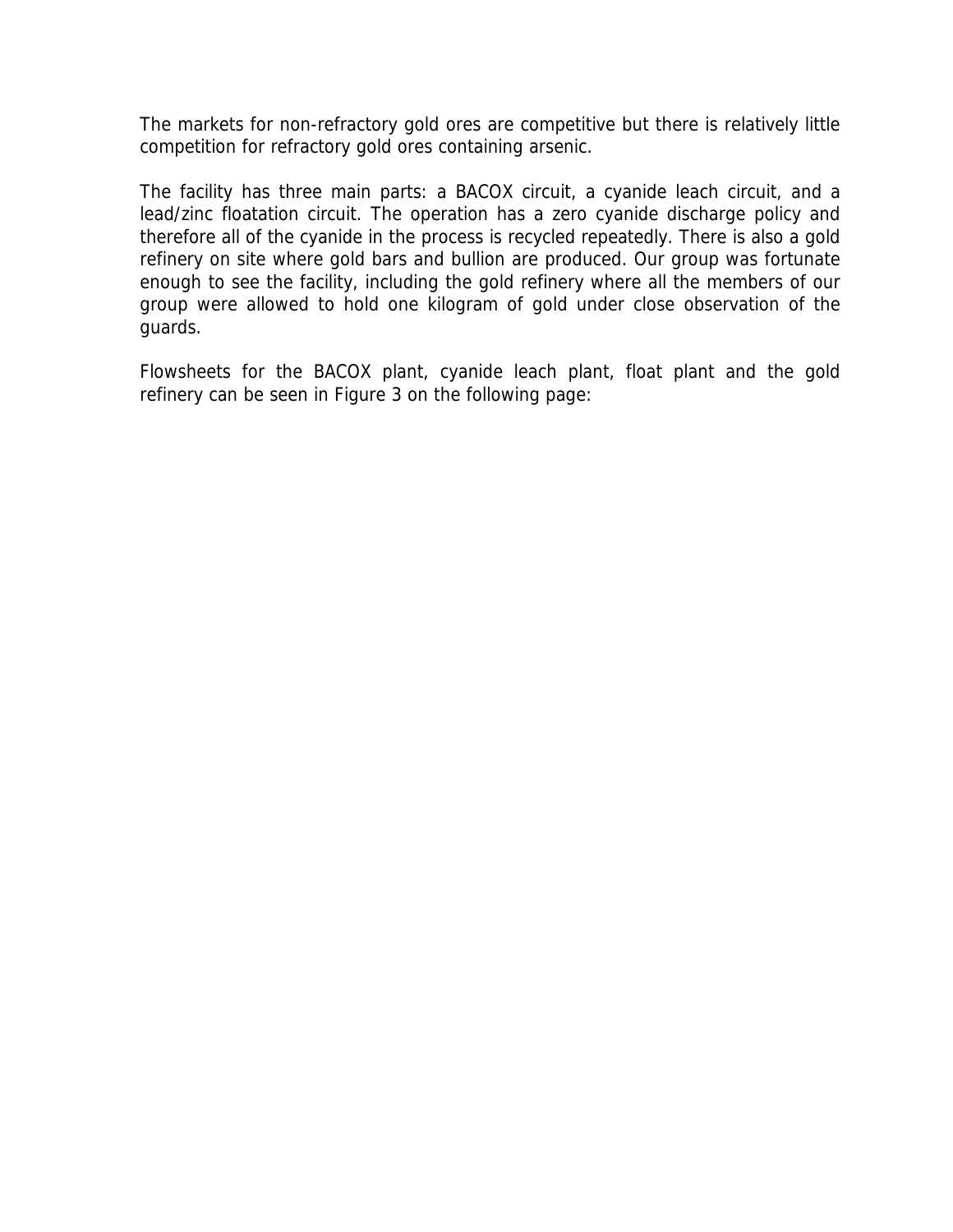The markets for non-refractory gold ores are competitive but there is relatively little competition for refractory gold ores containing arsenic.

The facility has three main parts: a BACOX circuit, a cyanide leach circuit, and a lead/zinc floatation circuit. The operation has a zero cyanide discharge policy and therefore all of the cyanide in the process is recycled repeatedly. There is also a gold refinery on site where gold bars and bullion are produced. Our group was fortunate enough to see the facility, including the gold refinery where all the members of our group were allowed to hold one kilogram of gold under close observation of the guards.

Flowsheets for the BACOX plant, cyanide leach plant, float plant and the gold refinery can be seen in Figure 3 on the following page: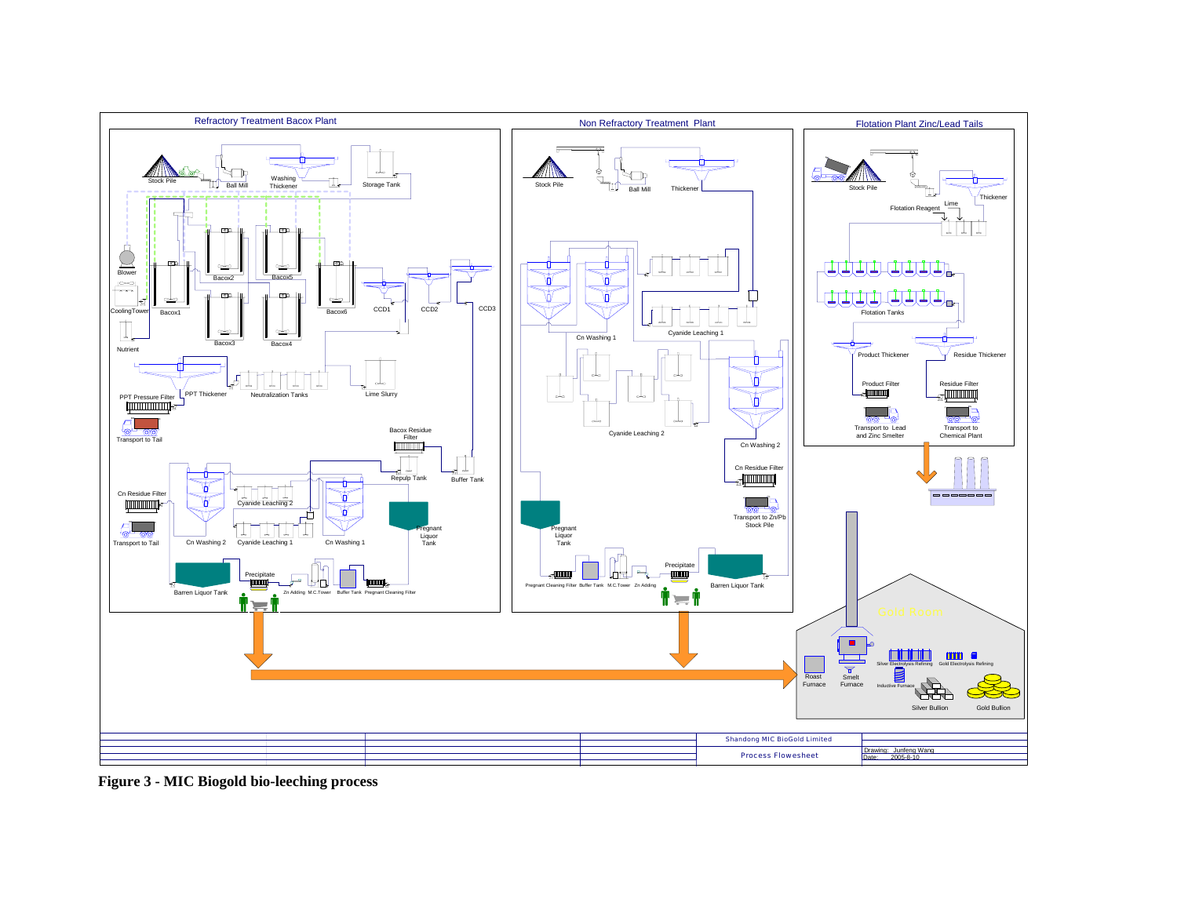**Figure 3 - MIC Biogold bio-leeching process**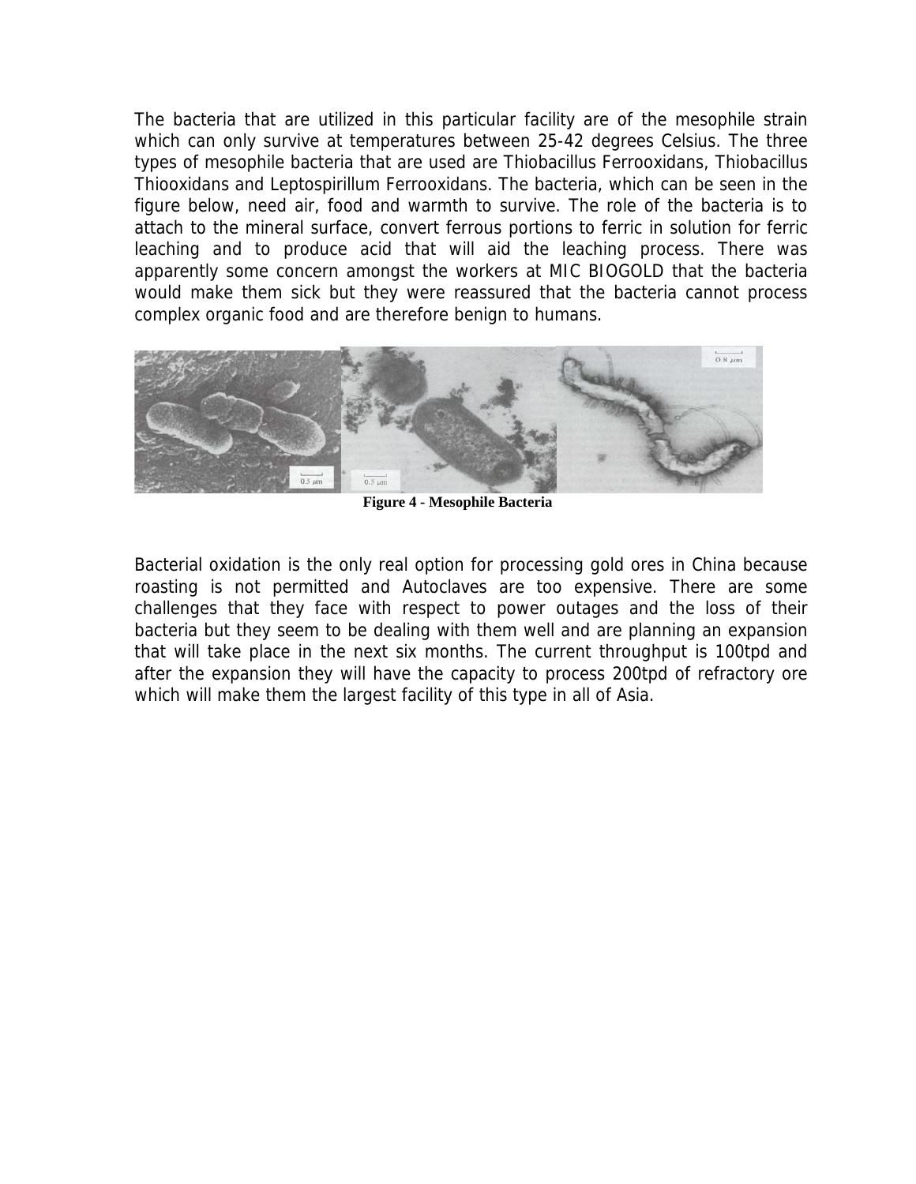The bacteria that are utilized in this particular facility are of the mesophile strain which can only survive at temperatures between 25-42 degrees Celsius. The three types of mesophile bacteria that are used are Thiobacillus Ferrooxidans, Thiobacillus Thiooxidans and Leptospirillum Ferrooxidans. The bacteria, which can be seen in the figure below, need air, food and warmth to survive. The role of the bacteria is to attach to the mineral surface, convert ferrous portions to ferric in solution for ferric leaching and to produce acid that will aid the leaching process. There was apparently some concern amongst the workers at MIC BIOGOLD that the bacteria would make them sick but they were reassured that the bacteria cannot process complex organic food and are therefore benign to humans.

**Figure 4 - Mesophile Bacteria**

Bacterial oxidation is the only real option for processing gold ores in China because roasting is not permitted and Autoclaves are too expensive. There are some challenges that they face with respect to power outages and the loss of their bacteria but they seem to be dealing with them well and are planning an expansion that will take place in the next six months. The current throughput is 100tpd and after the expansion they will have the capacity to process 200tpd of refractory ore which will make them the largest facility of this type in all of Asia.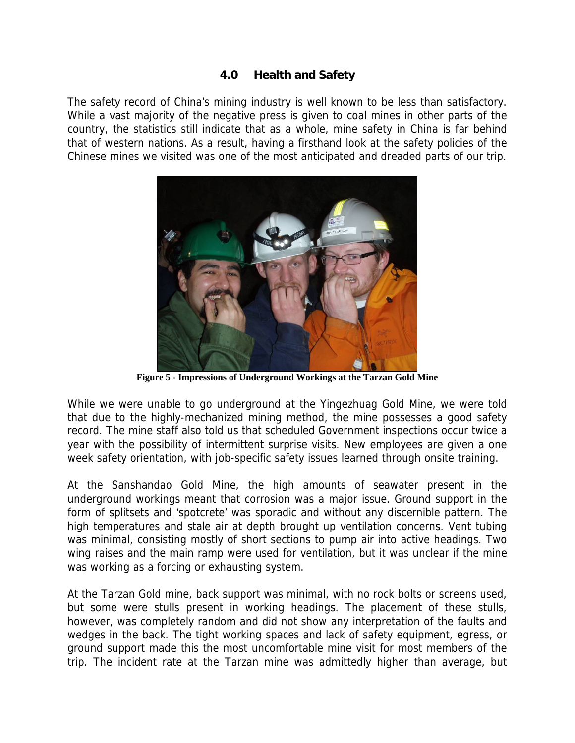## 4.0 Health and Safety

The safety record of China's mining industry is well known to be less than satisfactory. While a vast majority of the negative press is given to coal mines in other parts of the country, the statistics still indicate that as a whole, mine safety in China is far behind that of western nations. As a result, having a firsthand look at the safety policies of the Chinese mines we visited was one of the most anticipated and dreaded parts of our trip.

**Figure 5 - Impressions of Underground Workings at the Tarzan Gold Mine**

While we were unable to go underground at the Yingezhuag Gold Mine, we were told that due to the highly-mechanized mining method, the mine possesses a good safety record. The mine staff also told us that scheduled Government inspections occur twice a year with the possibility of intermittent surprise visits. New employees are given a one week safety orientation, with job-specific safety issues learned through onsite training.

At the Sanshandao Gold Mine, the high amounts of seawater present in the underground workings meant that corrosion was a major issue. Ground support in the form of splitsets and 'spotcrete' was sporadic and without any discernible pattern. The high temperatures and stale air at depth brought up ventilation concerns. Vent tubing was minimal, consisting mostly of short sections to pump air into active headings. Two wing raises and the main ramp were used for ventilation, but it was unclear if the mine was working as a forcing or exhausting system.

At the Tarzan Gold mine, back support was minimal, with no rock bolts or screens used, but some were stulls present in working headings. The placement of these stulls, however, was completely random and did not show any interpretation of the faults and wedges in the back. The tight working spaces and lack of safety equipment, egress, or ground support made this the most uncomfortable mine visit for most members of the trip. The incident rate at the Tarzan mine was admittedly higher than average, but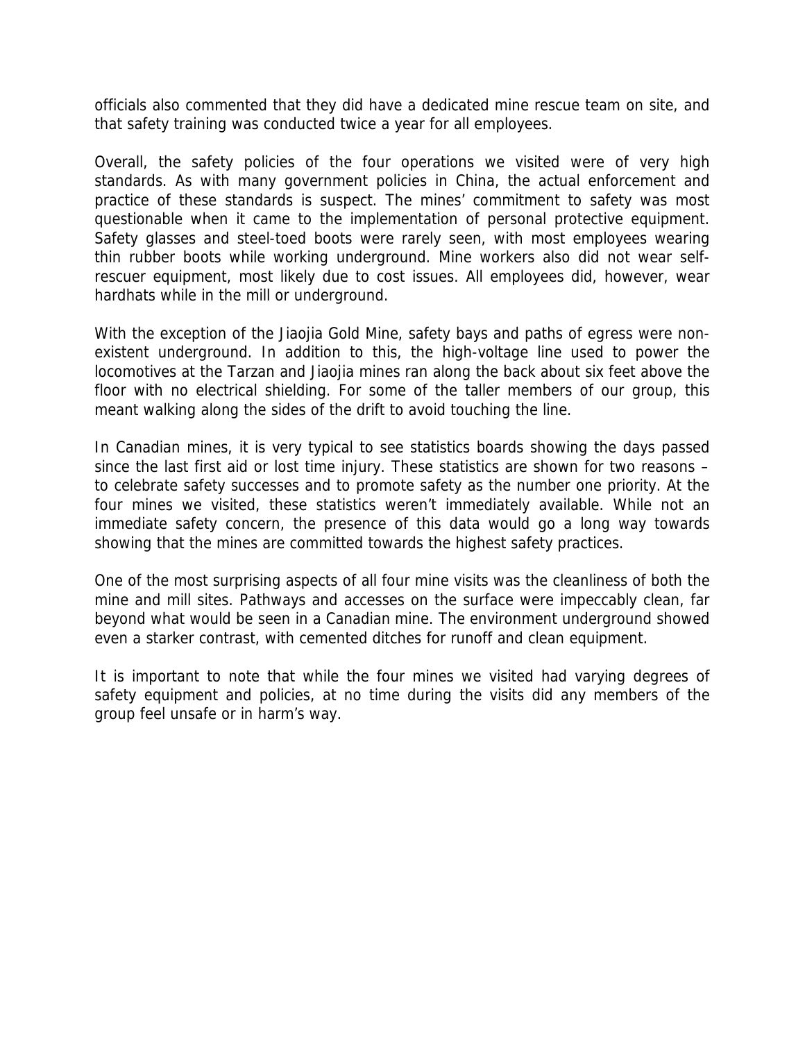officials also commented that they did have a dedicated mine rescue team on site, and that safety training was conducted twice a year for all employees.

Overall, the safety policies of the four operations we visited were of very high standards. As with many government policies in China, the actual enforcement and practice of these standards is suspect. The mines' commitment to safety was most questionable when it came to the implementation of personal protective equipment. Safety glasses and steel-toed boots were rarely seen, with most employees wearing thin rubber boots while working underground. Mine workers also did not wear self-rescuer equipment, most likely due to cost issues. All employees did, however, wear hardhats while in the mill or underground.

With the exception of the Jiaojia Gold Mine, safety bays and paths of egress were non-existent underground. In addition to this, the high-voltage line used to power the locomotives at the Tarzan and Jiaojia mines ran along the back about six feet above the floor with no electrical shielding. For some of the taller members of our group, this meant walking along the sides of the drift to avoid touching the line.

In Canadian mines, it is very typical to see statistics boards showing the days passed since the last first aid or lost time injury. These statistics are shown for two reasons – to celebrate safety successes and to promote safety as the number one priority. At the four mines we visited, these statistics weren't immediately available. While not an immediate safety concern, the presence of this data would go a long way towards showing that the mines are committed towards the highest safety practices.

One of the most surprising aspects of all four mine visits was the cleanliness of both the mine and mill sites. Pathways and accesses on the surface were impeccably clean, far beyond what would be seen in a Canadian mine. The environment underground showed even a starker contrast, with cemented ditches for runoff and clean equipment.

It is important to note that while the four mines we visited had varying degrees of safety equipment and policies, at no time during the visits did any members of the group feel unsafe or in harm's way.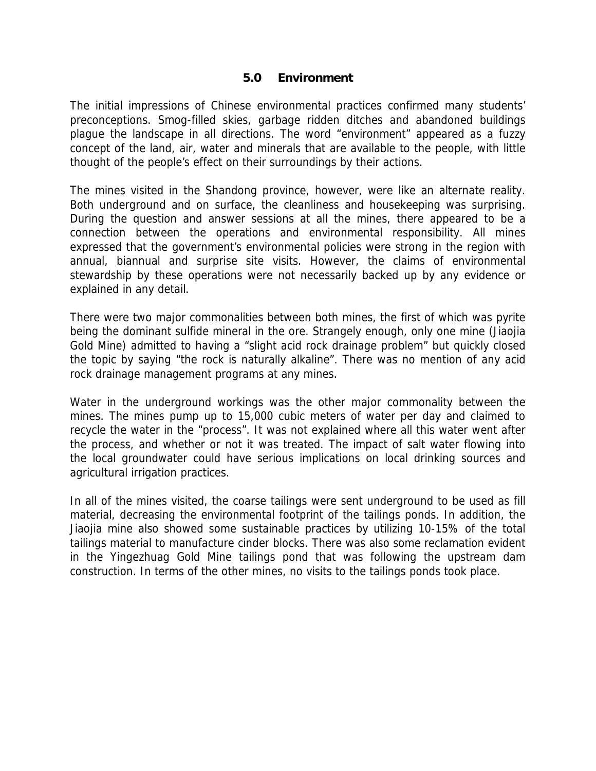## 5.0 Environment

The initial impressions of Chinese environmental practices confirmed many students' preconceptions. Smog-filled skies, garbage ridden ditches and abandoned buildings plague the landscape in all directions. The word "environment" appeared as a fuzzy concept of the land, air, water and minerals that are available to the people, with little thought of the people's effect on their surroundings by their actions.

The mines visited in the Shandong province, however, were like an alternate reality. Both underground and on surface, the cleanliness and housekeeping was surprising. During the question and answer sessions at all the mines, there appeared to be a connection between the operations and environmental responsibility. All mines expressed that the government's environmental policies were strong in the region with annual, biannual and surprise site visits. However, the claims of environmental stewardship by these operations were not necessarily backed up by any evidence or explained in any detail.

There were two major commonalities between both mines, the first of which was pyrite being the dominant sulfide mineral in the ore. Strangely enough, only one mine (Jiaojia Gold Mine) admitted to having a "slight acid rock drainage problem" but quickly closed the topic by saying "the rock is naturally alkaline". There was no mention of any acid rock drainage management programs at any mines.

Water in the underground workings was the other major commonality between the mines. The mines pump up to 15,000 cubic meters of water per day and claimed to recycle the water in the "process". It was not explained where all this water went after the process, and whether or not it was treated. The impact of salt water flowing into the local groundwater could have serious implications on local drinking sources and agricultural irrigation practices.

In all of the mines visited, the coarse tailings were sent underground to be used as fill material, decreasing the environmental footprint of the tailings ponds. In addition, the Jiaojia mine also showed some sustainable practices by utilizing 10-15% of the total tailings material to manufacture cinder blocks. There was also some reclamation evident in the Yingezhuag Gold Mine tailings pond that was following the upstream dam construction. In terms of the other mines, no visits to the tailings ponds took place.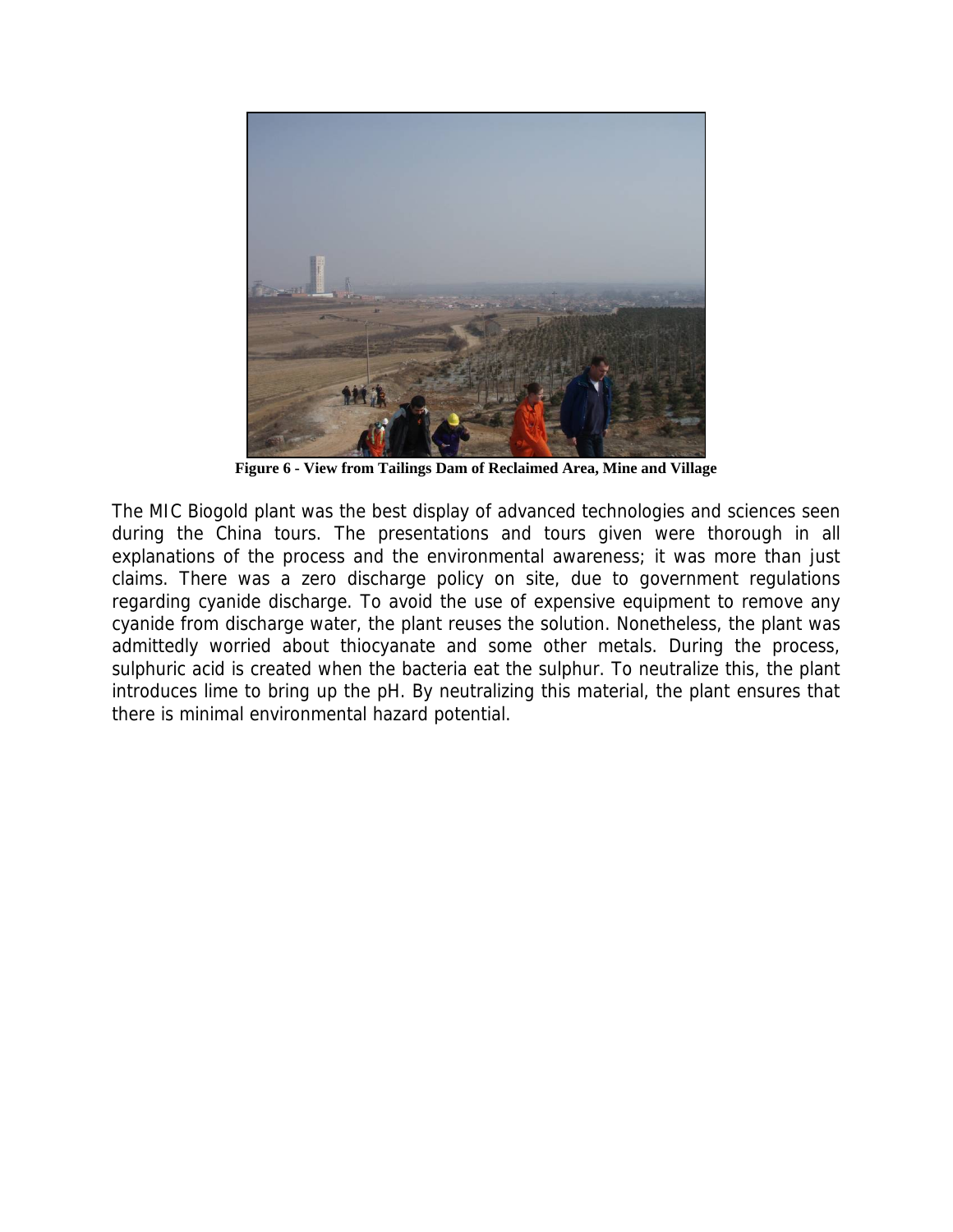Figure 6 - View from Tailings Dam of Reclaimed Area, Mine and Village

The MIC Biogold plant was the best display of advanced technologies and sciences seen during the China tours. The presentations and tours given were thorough in all explanations of the process and the environmental awareness; it was more than just claims. There was a zero discharge policy on site, due to government regulations regarding cyanide discharge. To avoid the use of expensive equipment to remove any cyanide from discharge water, the plant reuses the solution. Nonetheless, the plant was admittedly worried about thiocyanate and some other metals. During the process, sulphuric acid is created when the bacteria eat the sulphur. To neutralize this, the plant introduces lime to bring up the pH. By neutralizing this material, the plant ensures that there is minimal environmental hazard potential.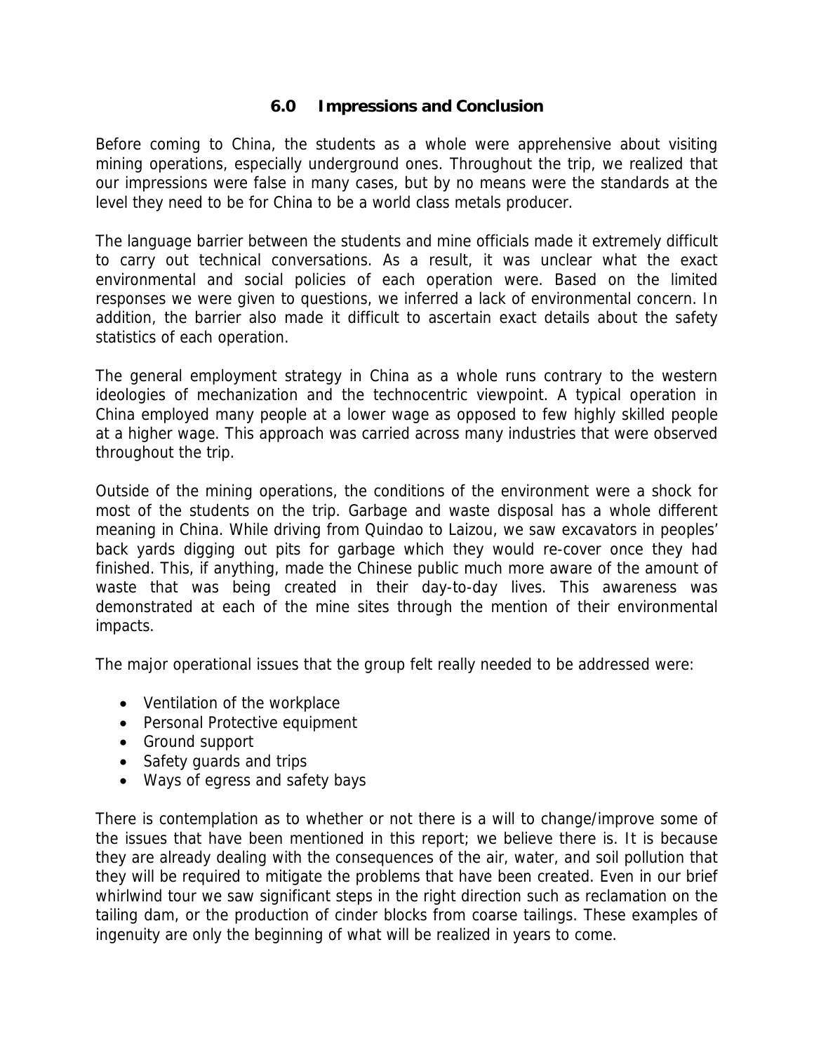## 6.0 Impressions and Conclusion

Before coming to China, the students as a whole were apprehensive about visiting mining operations, especially underground ones. Throughout the trip, we realized that our impressions were false in many cases, but by no means were the standards at the level they need to be for China to be a world class metals producer.

The language barrier between the students and mine officials made it extremely difficult to carry out technical conversations. As a result, it was unclear what the exact environmental and social policies of each operation were. Based on the limited responses we were given to questions, we inferred a lack of environmental concern. In addition, the barrier also made it difficult to ascertain exact details about the safety statistics of each operation.

The general employment strategy in China as a whole runs contrary to the western ideologies of mechanization and the technocentric viewpoint. A typical operation in China employed many people at a lower wage as opposed to few highly skilled people at a higher wage. This approach was carried across many industries that were observed throughout the trip.

Outside of the mining operations, the conditions of the environment were a shock for most of the students on the trip. Garbage and waste disposal has a whole different meaning in China. While driving from Quindao to Laizou, we saw excavators in peoples' back yards digging out pits for garbage which they would re-cover once they had finished. This, if anything, made the Chinese public much more aware of the amount of waste that was being created in their day-to-day lives. This awareness was demonstrated at each of the mine sites through the mention of their environmental impacts.

The major operational issues that the group felt really needed to be addressed were:

- Ventilation of the workplace
- Personal Protective equipment
- Ground support
- Safety guards and trips
- Ways of egress and safety bays

There is contemplation as to whether or not there is a will to change/improve some of the issues that have been mentioned in this report; we believe there is. It is because they are already dealing with the consequences of the air, water, and soil pollution that they will be required to mitigate the problems that have been created. Even in our brief whirlwind tour we saw significant steps in the right direction such as reclamation on the tailing dam, or the production of cinder blocks from coarse tailings. These examples of ingenuity are only the beginning of what will be realized in years to come.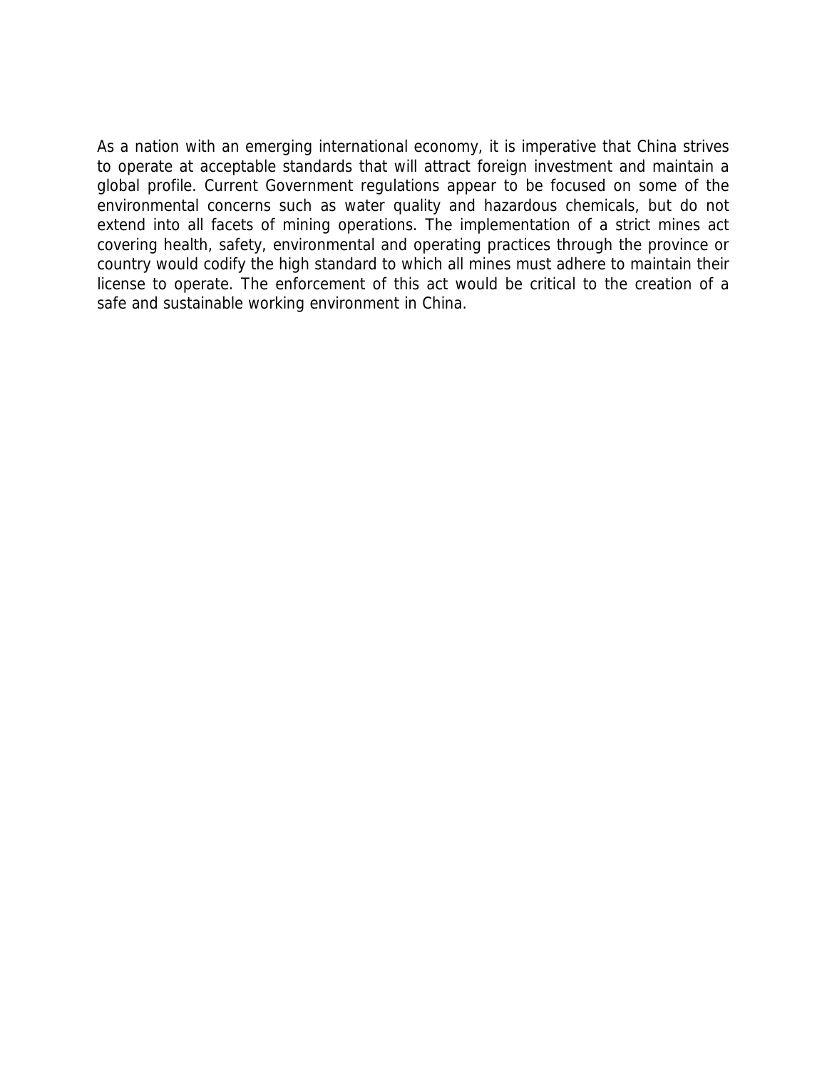As a nation with an emerging international economy, it is imperative that China strives to operate at acceptable standards that will attract foreign investment and maintain a global profile. Current Government regulations appear to be focused on some of the environmental concerns such as water quality and hazardous chemicals, but do not extend into all facets of mining operations. The implementation of a strict mines act covering health, safety, environmental and operating practices through the province or country would codify the high standard to which all mines must adhere to maintain their license to operate. The enforcement of this act would be critical to the creation of a safe and sustainable working environment in China.